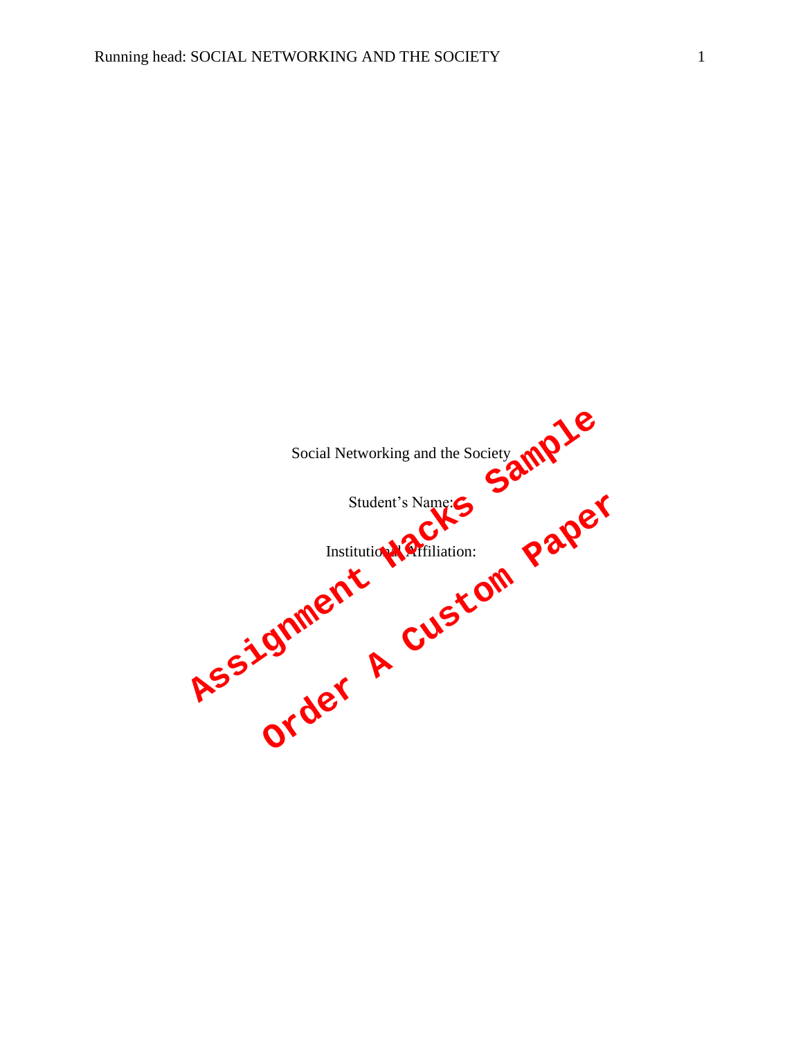Social Networking and the Society

Student's Name:

Institutional Affiliation: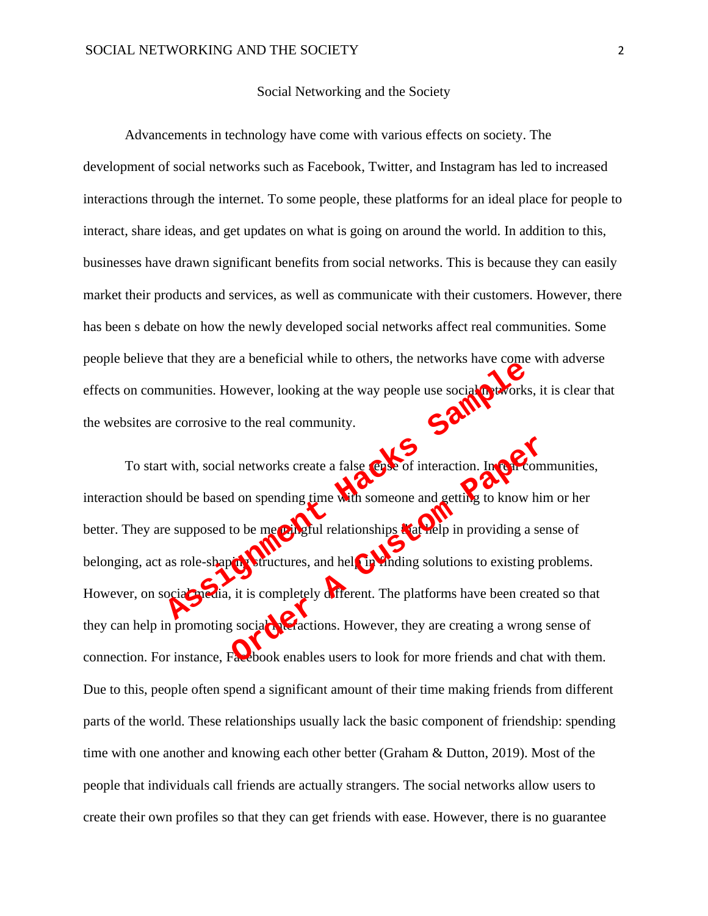# Social Networking and the Society

Advancements in technology have come with various effects on society. The development of social networks such as Facebook, Twitter, and Instagram has led to increased interactions through the internet. To some people, these platforms for an ideal place for people to interact, share ideas, and get updates on what is going on around the world. In addition to this, businesses have drawn significant benefits from social networks. This is because they can easily market their products and services, as well as communicate with their customers. However, there has been s debate on how the newly developed social networks affect real communities. Some people believe that they are a beneficial while to others, the networks have come with adverse effects on communities. However, looking at the way people use social networks, it is clear that the websites are corrosive to the real community.

To start with, social networks create a false sense of interaction. In real communities, interaction should be based on spending time with someone and getting to know him or her better. They are supposed to be meaningful relationships that help in providing a sense of belonging, act as role-shaping structures, and help in finding solutions to existing problems. However, on social media, it is completely different. The platforms have been created so that they can help in promoting social interactions. However, they are creating a wrong sense of connection. For instance, Facebook enables users to look for more friends and chat with them. Due to this, people often spend a significant amount of their time making friends from different parts of the world. These relationships usually lack the basic component of friendship: spending time with one another and knowing each other better (Graham & Dutton, 2019). Most of the people that individuals call friends are actually strangers. The social networks allow users to create their own profiles so that they can get friends with ease. However, there is no guarantee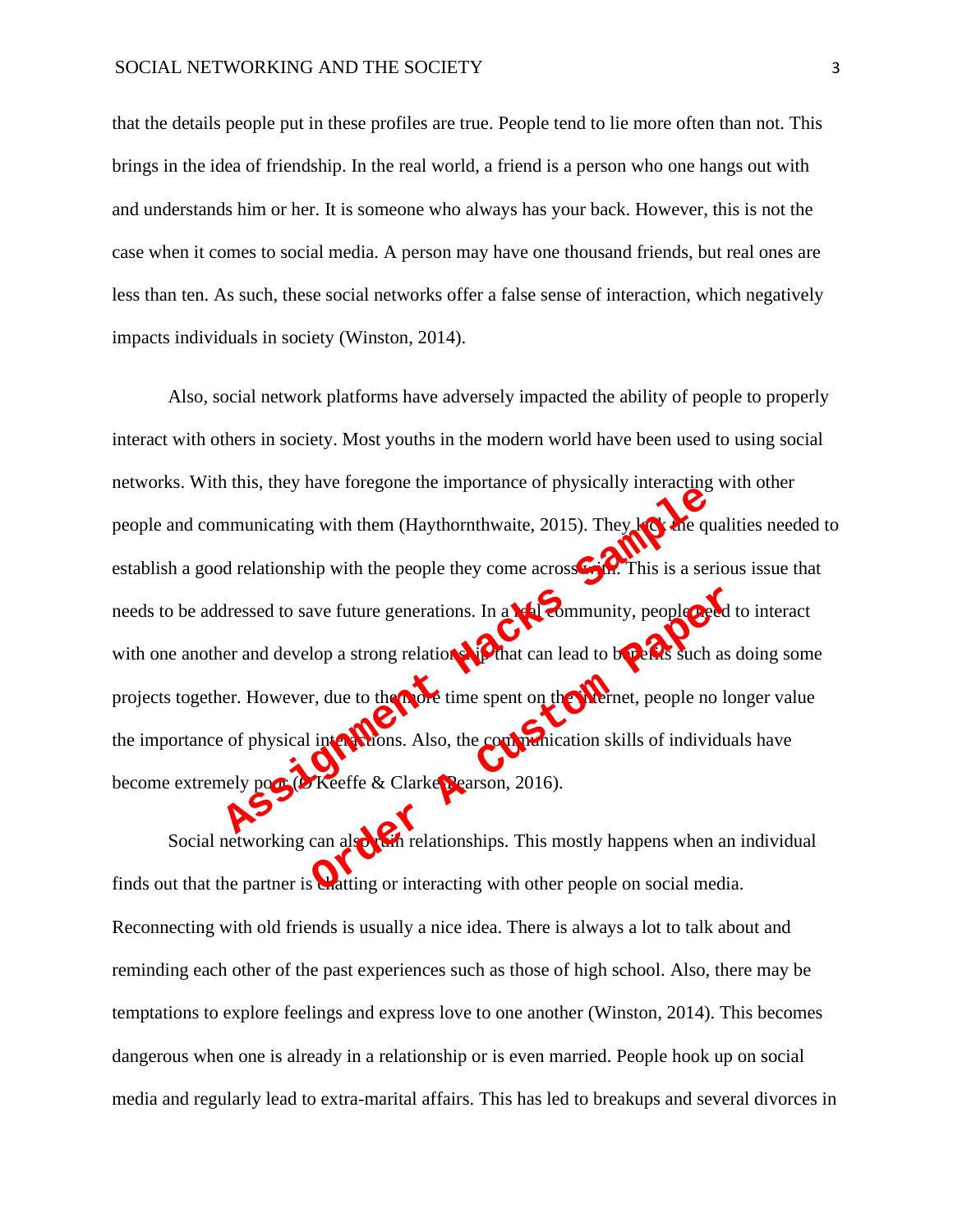that the details people put in these profiles are true. People tend to lie more often than not. This brings in the idea of friendship. In the real world, a friend is a person who one hangs out with and understands him or her. It is someone who always has your back. However, this is not the case when it comes to social media. A person may have one thousand friends, but real ones are less than ten. As such, these social networks offer a false sense of interaction, which negatively impacts individuals in society (Winston, 2014).

Also, social network platforms have adversely impacted the ability of people to properly interact with others in society. Most youths in the modern world have been used to using social networks. With this, they have foregone the importance of physically interacting with other people and communicating with them (Haythornthwaite, 2015). They lack the qualities needed to establish a good relationship with the people they come across with. This is a serious issue that needs to be addressed to save future generations. In a real community, people need to interact with one another and develop a strong relationship that can lead to benefits such as doing some projects together. However, due to the more time spent on the internet, people no longer value the importance of physical interactions. Also, the communication skills of individuals have become extremely poor (O'Keeffe & Clarke-Pearson, 2016).

Social networking can also ruin relationships. This mostly happens when an individual finds out that the partner is chatting or interacting with other people on social media. Reconnecting with old friends is usually a nice idea. There is always a lot to talk about and reminding each other of the past experiences such as those of high school. Also, there may be temptations to explore feelings and express love to one another (Winston, 2014). This becomes dangerous when one is already in a relationship or is even married. People hook up on social media and regularly lead to extra-marital affairs. This has led to breakups and several divorces in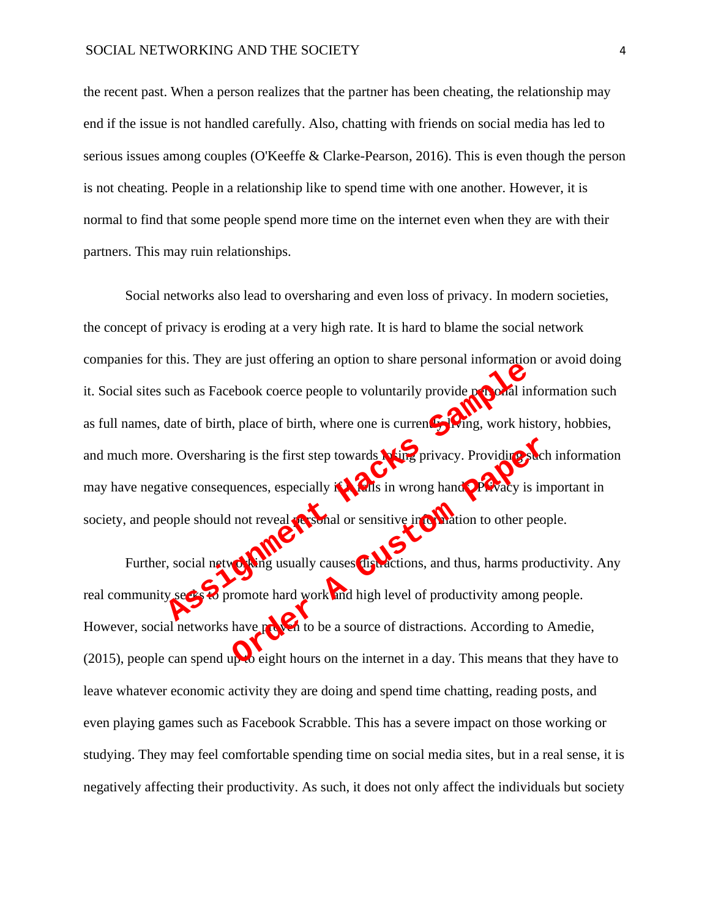the recent past. When a person realizes that the partner has been cheating, the relationship may end if the issue is not handled carefully. Also, chatting with friends on social media has led to serious issues among couples (O'Keeffe & Clarke-Pearson, 2016). This is even though the person is not cheating. People in a relationship like to spend time with one another. However, it is normal to find that some people spend more time on the internet even when they are with their partners. This may ruin relationships.

Social networks also lead to oversharing and even loss of privacy. In modern societies, the concept of privacy is eroding at a very high rate. It is hard to blame the social network companies for this. They are just offering an option to share personal information or avoid doing it. Social sites such as Facebook coerce people to voluntarily provide personal information such as full names, date of birth, place of birth, where one is currently living, work history, hobbies, and much more. Oversharing is the first step towards losing privacy. Providing such information may have negative consequences, especially if it falls in wrong hands. Privacy is important in society, and people should not reveal personal or sensitive information to other people.

Further, social networking usually causes distractions, and thus, harms productivity. Any real community seeks to promote hard work and high level of productivity among people. However, social networks have proven to be a source of distractions. According to Amedie, (2015), people can spend up to eight hours on the internet in a day. This means that they have to leave whatever economic activity they are doing and spend time chatting, reading posts, and even playing games such as Facebook Scrabble. This has a severe impact on those working or studying. They may feel comfortable spending time on social media sites, but in a real sense, it is negatively affecting their productivity. As such, it does not only affect the individuals but society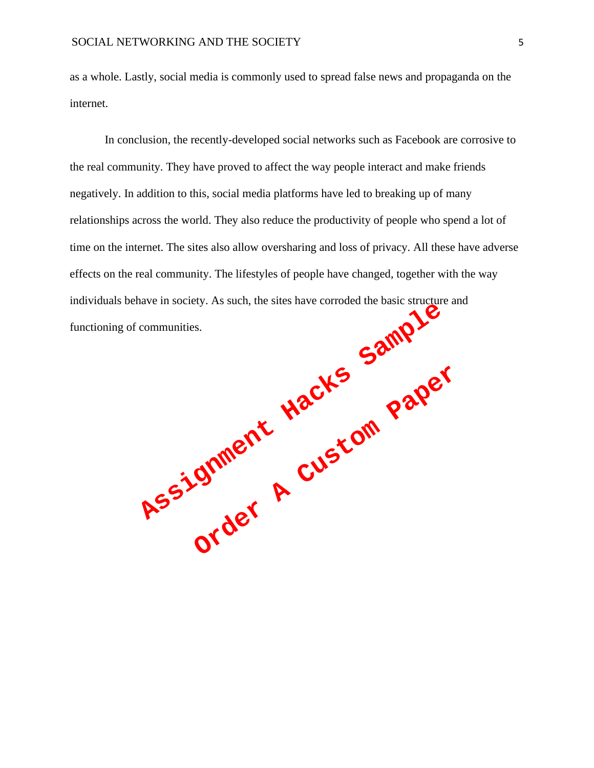as a whole. Lastly, social media is commonly used to spread false news and propaganda on the internet.

In conclusion, the recently-developed social networks such as Facebook are corrosive to the real community. They have proved to affect the way people interact and make friends negatively. In addition to this, social media platforms have led to breaking up of many relationships across the world. They also reduce the productivity of people who spend a lot of time on the internet. The sites also allow oversharing and loss of privacy. All these have adverse effects on the real community. The lifestyles of people have changed, together with the way individuals behave in society. As such, the sites have corroded the basic structure and functioning of communities.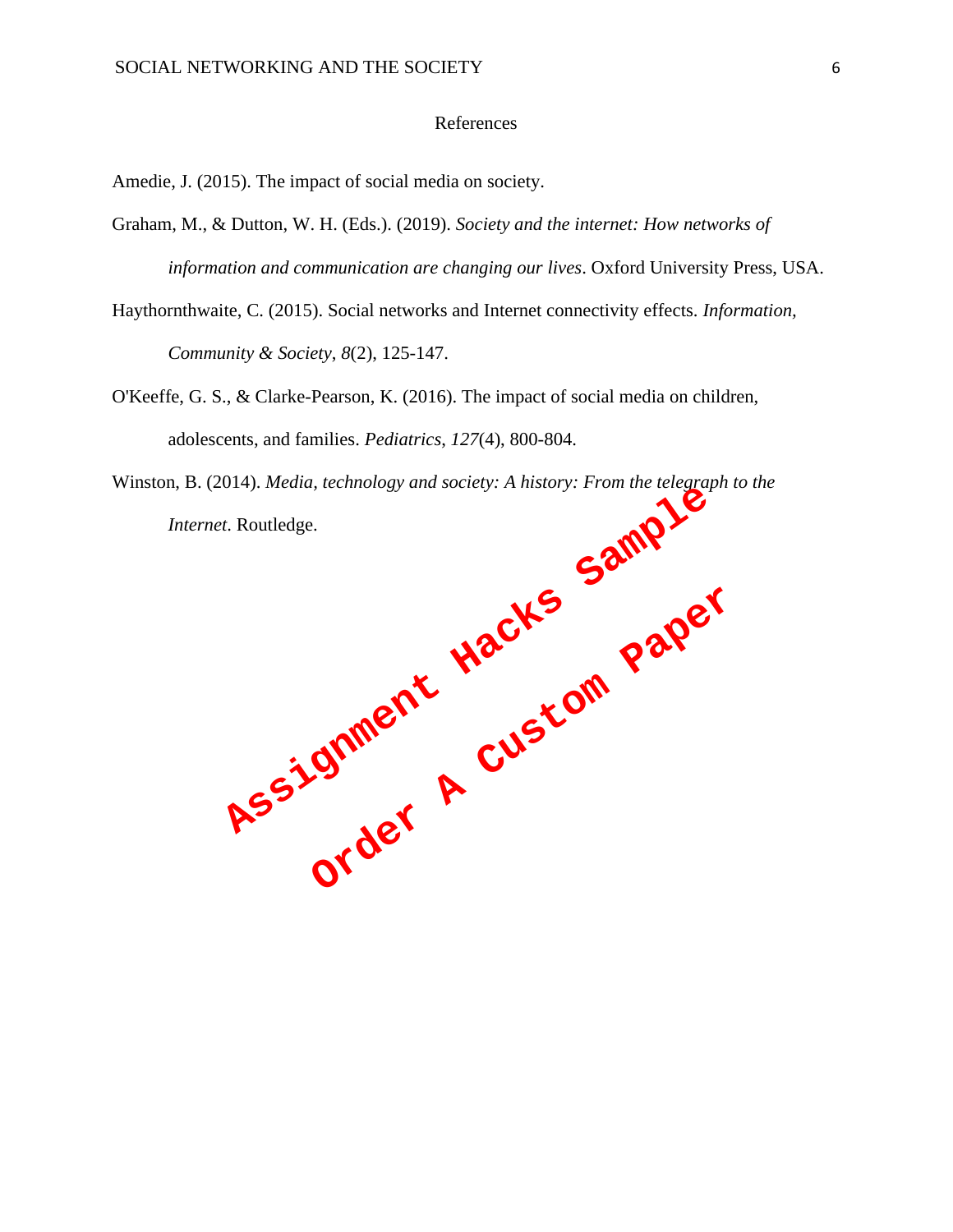# References

Amedie, J. (2015). The impact of social media on society.

Graham, M., & Dutton, W. H. (Eds.). (2019). *Society and the internet: How networks of information and communication are changing our lives*. Oxford University Press, USA.

Haythornthwaite, C. (2015). Social networks and Internet connectivity effects. *Information, Community & Society*, *8*(2), 125-147.

O'Keeffe, G. S., & Clarke-Pearson, K. (2016). The impact of social media on children, adolescents, and families. *Pediatrics*, *127*(4), 800-804.

Winston, B. (2014). *Media, technology and society: A history: From the telegraph to the Internet*. Routledge.

Assignment Hacks Sample

Order A Custom Paper